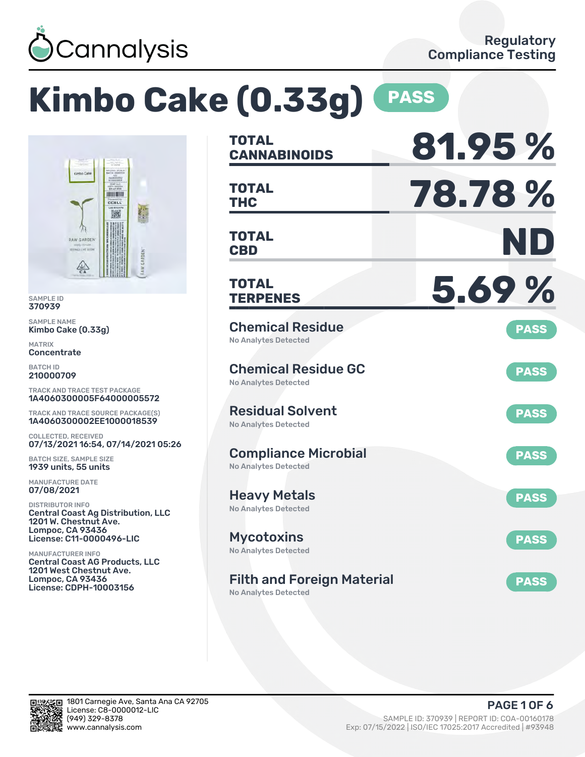Cannalysis

Regulatory Compliance Testing

# Kimbo Cake (0.33g) PASS

SAMPLE ID
370939

SAMPLE NAME
Kimbo Cake (0.33g)

MATRIX
Concentrate

BATCH ID
210000709

TRACK AND TRACE TEST PACKAGE
1A4060300005F64000005572

TRACK AND TRACE SOURCE PACKAGE(S)
1A4060300002EE1000018539

COLLECTED, RECEIVED
07/13/2021 16:54, 07/14/2021 05:26

BATCH SIZE, SAMPLE SIZE
1939 units, 55 units

MANUFACTURE DATE
07/08/2021

DISTRIBUTOR INFO
Central Coast Ag Distribution, LLC
1201 W. Chestnut Ave.
Lompoc, CA 93436
License: C11-0000496-LIC

MANUFACTURER INFO
Central Coast AG Products, LLC
1201 West Chestnut Ave.
Lompoc, CA 93436
License: CDPH-10003156

| | |
|---|---|
| TOTAL CANNABINOIDS | 81.95 % |
| TOTAL THC | 78.78 % |
| TOTAL CBD | ND |
| TOTAL TERPENES | 5.69 % |

| Test | Result |
|---|---|
| Chemical Residue — No Analytes Detected | PASS |
| Chemical Residue GC — No Analytes Detected | PASS |
| Residual Solvent — No Analytes Detected | PASS |
| Compliance Microbial — No Analytes Detected | PASS |
| Heavy Metals — No Analytes Detected | PASS |
| Mycotoxins — No Analytes Detected | PASS |
| Filth and Foreign Material — No Analytes Detected | PASS |

1801 Carnegie Ave, Santa Ana CA 92705
License: C8-0000012-LIC
(949) 329-8378
www.cannalysis.com

SAMPLE ID: 370939 | REPORT ID: COA-00160178
Exp: 07/15/2022 | ISO/IEC 17025:2017 Accredited | #93948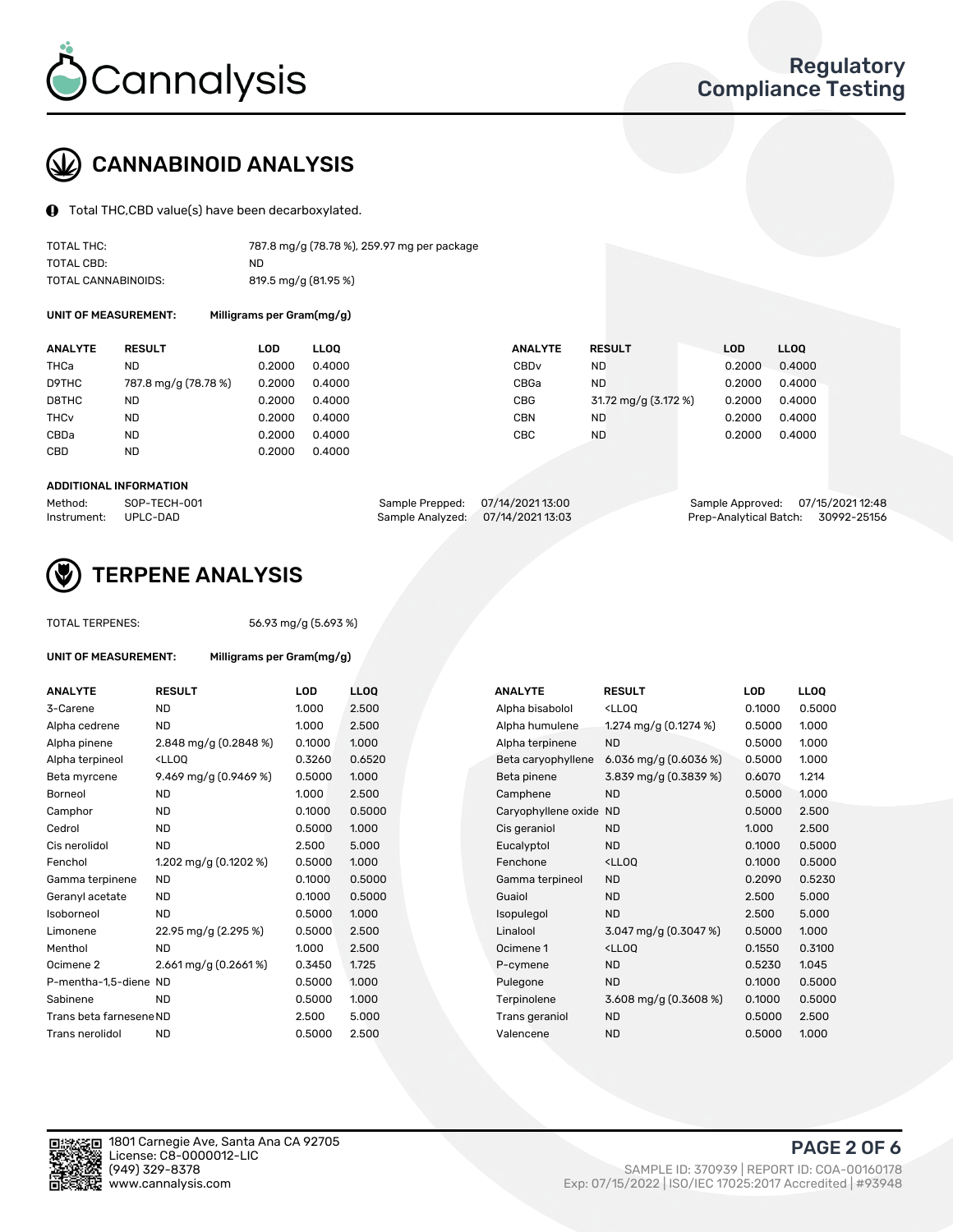## CANNABINOID ANALYSIS

Total THC,CBD value(s) have been decarboxylated.

| | |
|---|---|
| TOTAL THC: | 787.8 mg/g (78.78 %), 259.97 mg per package |
| TOTAL CBD: | ND |
| TOTAL CANNABINOIDS: | 819.5 mg/g (81.95 %) |

**UNIT OF MEASUREMENT:** Milligrams per Gram(mg/g)

| ANALYTE | RESULT | LOD | LLOQ | ANALYTE | RESULT | LOD | LLOQ |
|---|---|---|---|---|---|---|---|
| THCa | ND | 0.2000 | 0.4000 | CBDv | ND | 0.2000 | 0.4000 |
| D9THC | 787.8 mg/g (78.78 %) | 0.2000 | 0.4000 | CBGa | ND | 0.2000 | 0.4000 |
| D8THC | ND | 0.2000 | 0.4000 | CBG | 31.72 mg/g (3.172 %) | 0.2000 | 0.4000 |
| THCv | ND | 0.2000 | 0.4000 | CBN | ND | 0.2000 | 0.4000 |
| CBDa | ND | 0.2000 | 0.4000 | CBC | ND | 0.2000 | 0.4000 |
| CBD | ND | 0.2000 | 0.4000 | | | | |

**ADDITIONAL INFORMATION**

| | | | | | |
|---|---|---|---|---|---|
| Method: | SOP-TECH-001 | Sample Prepped: | 07/14/2021 13:00 | Sample Approved: | 07/15/2021 12:48 |
| Instrument: | UPLC-DAD | Sample Analyzed: | 07/14/2021 13:03 | Prep-Analytical Batch: | 30992-25156 |

## TERPENE ANALYSIS

TOTAL TERPENES: 56.93 mg/g (5.693 %)

**UNIT OF MEASUREMENT:** Milligrams per Gram(mg/g)

| ANALYTE | RESULT | LOD | LLOQ | ANALYTE | RESULT | LOD | LLOQ |
|---|---|---|---|---|---|---|---|
| 3-Carene | ND | 1.000 | 2.500 | Alpha bisabolol | <LLOQ | 0.1000 | 0.5000 |
| Alpha cedrene | ND | 1.000 | 2.500 | Alpha humulene | 1.274 mg/g (0.1274 %) | 0.5000 | 1.000 |
| Alpha pinene | 2.848 mg/g (0.2848 %) | 0.1000 | 1.000 | Alpha terpinene | ND | 0.5000 | 1.000 |
| Alpha terpineol | <LLOQ | 0.3260 | 0.6520 | Beta caryophyllene | 6.036 mg/g (0.6036 %) | 0.5000 | 1.000 |
| Beta myrcene | 9.469 mg/g (0.9469 %) | 0.5000 | 1.000 | Beta pinene | 3.839 mg/g (0.3839 %) | 0.6070 | 1.214 |
| Borneol | ND | 1.000 | 2.500 | Camphene | ND | 0.5000 | 1.000 |
| Camphor | ND | 0.1000 | 0.5000 | Caryophyllene oxide | ND | 0.5000 | 2.500 |
| Cedrol | ND | 0.5000 | 1.000 | Cis geraniol | ND | 1.000 | 2.500 |
| Cis nerolidol | ND | 2.500 | 5.000 | Eucalyptol | ND | 0.1000 | 0.5000 |
| Fenchol | 1.202 mg/g (0.1202 %) | 0.5000 | 1.000 | Fenchone | <LLOQ | 0.1000 | 0.5000 |
| Gamma terpinene | ND | 0.1000 | 0.5000 | Gamma terpineol | ND | 0.2090 | 0.5230 |
| Geranyl acetate | ND | 0.1000 | 0.5000 | Guaiol | ND | 2.500 | 5.000 |
| Isoborneol | ND | 0.5000 | 1.000 | Isopulegol | ND | 2.500 | 5.000 |
| Limonene | 22.95 mg/g (2.295 %) | 0.5000 | 2.500 | Linalool | 3.047 mg/g (0.3047 %) | 0.5000 | 1.000 |
| Menthol | ND | 1.000 | 2.500 | Ocimene 1 | <LLOQ | 0.1550 | 0.3100 |
| Ocimene 2 | 2.661 mg/g (0.2661 %) | 0.3450 | 1.725 | P-cymene | ND | 0.5230 | 1.045 |
| P-mentha-1,5-diene | ND | 0.5000 | 1.000 | Pulegone | ND | 0.1000 | 0.5000 |
| Sabinene | ND | 0.5000 | 1.000 | Terpinolene | 3.608 mg/g (0.3608 %) | 0.1000 | 0.5000 |
| Trans beta farnesene | ND | 2.500 | 5.000 | Trans geraniol | ND | 0.5000 | 2.500 |
| Trans nerolidol | ND | 0.5000 | 2.500 | Valencene | ND | 0.5000 | 1.000 |

1801 Carnegie Ave, Santa Ana CA 92705
License: C8-0000012-LIC
(949) 329-8378
www.cannalysis.com

SAMPLE ID: 370939 | REPORT ID: COA-00160178
Exp: 07/15/2022 | ISO/IEC 17025:2017 Accredited | #93948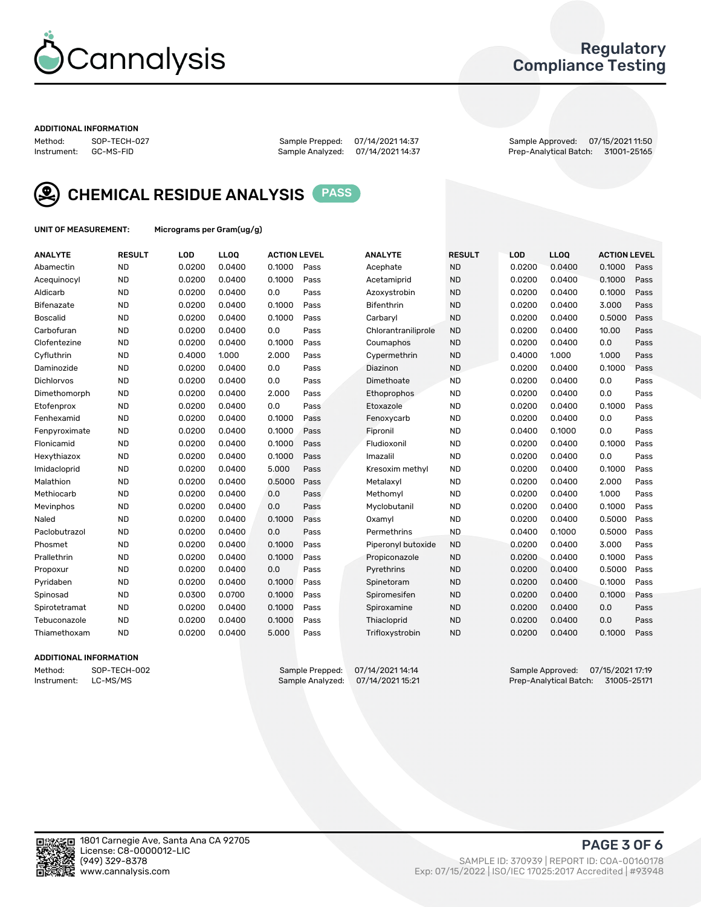# Cannalysis

## Regulatory Compliance Testing

**ADDITIONAL INFORMATION**

Method: SOP-TECH-027 | Sample Prepped: 07/14/2021 14:37 | Sample Approved: 07/15/2021 11:50
Instrument: GC-MS-FID | Sample Analyzed: 07/14/2021 14:37 | Prep-Analytical Batch: 31001-25165

## CHEMICAL RESIDUE ANALYSIS PASS

**UNIT OF MEASUREMENT:** Micrograms per Gram(ug/g)

| ANALYTE | RESULT | LOD | LLOQ | ACTION LEVEL | | ANALYTE | RESULT | LOD | LLOQ | ACTION LEVEL | |
|---|---|---|---|---|---|---|---|---|---|---|---|
| Abamectin | ND | 0.0200 | 0.0400 | 0.1000 | Pass | Acephate | ND | 0.0200 | 0.0400 | 0.1000 | Pass |
| Acequinocyl | ND | 0.0200 | 0.0400 | 0.1000 | Pass | Acetamiprid | ND | 0.0200 | 0.0400 | 0.1000 | Pass |
| Aldicarb | ND | 0.0200 | 0.0400 | 0.0 | Pass | Azoxystrobin | ND | 0.0200 | 0.0400 | 0.1000 | Pass |
| Bifenazate | ND | 0.0200 | 0.0400 | 0.1000 | Pass | Bifenthrin | ND | 0.0200 | 0.0400 | 3.000 | Pass |
| Boscalid | ND | 0.0200 | 0.0400 | 0.1000 | Pass | Carbaryl | ND | 0.0200 | 0.0400 | 0.5000 | Pass |
| Carbofuran | ND | 0.0200 | 0.0400 | 0.0 | Pass | Chlorantraniliprole | ND | 0.0200 | 0.0400 | 10.00 | Pass |
| Clofentezine | ND | 0.0200 | 0.0400 | 0.1000 | Pass | Coumaphos | ND | 0.0200 | 0.0400 | 0.0 | Pass |
| Cyfluthrin | ND | 0.4000 | 1.000 | 2.000 | Pass | Cypermethrin | ND | 0.4000 | 1.000 | 1.000 | Pass |
| Daminozide | ND | 0.0200 | 0.0400 | 0.0 | Pass | Diazinon | ND | 0.0200 | 0.0400 | 0.1000 | Pass |
| Dichlorvos | ND | 0.0200 | 0.0400 | 0.0 | Pass | Dimethoate | ND | 0.0200 | 0.0400 | 0.0 | Pass |
| Dimethomorph | ND | 0.0200 | 0.0400 | 2.000 | Pass | Ethoprophos | ND | 0.0200 | 0.0400 | 0.0 | Pass |
| Etofenprox | ND | 0.0200 | 0.0400 | 0.0 | Pass | Etoxazole | ND | 0.0200 | 0.0400 | 0.1000 | Pass |
| Fenhexamid | ND | 0.0200 | 0.0400 | 0.1000 | Pass | Fenoxycarb | ND | 0.0200 | 0.0400 | 0.0 | Pass |
| Fenpyroximate | ND | 0.0200 | 0.0400 | 0.1000 | Pass | Fipronil | ND | 0.0400 | 0.1000 | 0.0 | Pass |
| Flonicamid | ND | 0.0200 | 0.0400 | 0.1000 | Pass | Fludioxonil | ND | 0.0200 | 0.0400 | 0.1000 | Pass |
| Hexythiazox | ND | 0.0200 | 0.0400 | 0.1000 | Pass | Imazalil | ND | 0.0200 | 0.0400 | 0.0 | Pass |
| Imidacloprid | ND | 0.0200 | 0.0400 | 5.000 | Pass | Kresoxim methyl | ND | 0.0200 | 0.0400 | 0.1000 | Pass |
| Malathion | ND | 0.0200 | 0.0400 | 0.5000 | Pass | Metalaxyl | ND | 0.0200 | 0.0400 | 2.000 | Pass |
| Methiocarb | ND | 0.0200 | 0.0400 | 0.0 | Pass | Methomyl | ND | 0.0200 | 0.0400 | 1.000 | Pass |
| Mevinphos | ND | 0.0200 | 0.0400 | 0.0 | Pass | Myclobutanil | ND | 0.0200 | 0.0400 | 0.1000 | Pass |
| Naled | ND | 0.0200 | 0.0400 | 0.1000 | Pass | Oxamyl | ND | 0.0200 | 0.0400 | 0.5000 | Pass |
| Paclobutrazol | ND | 0.0200 | 0.0400 | 0.0 | Pass | Permethrins | ND | 0.0400 | 0.1000 | 0.5000 | Pass |
| Phosmet | ND | 0.0200 | 0.0400 | 0.1000 | Pass | Piperonyl butoxide | ND | 0.0200 | 0.0400 | 3.000 | Pass |
| Prallethrin | ND | 0.0200 | 0.0400 | 0.1000 | Pass | Propiconazole | ND | 0.0200 | 0.0400 | 0.1000 | Pass |
| Propoxur | ND | 0.0200 | 0.0400 | 0.0 | Pass | Pyrethrins | ND | 0.0200 | 0.0400 | 0.5000 | Pass |
| Pyridaben | ND | 0.0200 | 0.0400 | 0.1000 | Pass | Spinetoram | ND | 0.0200 | 0.0400 | 0.1000 | Pass |
| Spinosad | ND | 0.0300 | 0.0700 | 0.1000 | Pass | Spiromesifen | ND | 0.0200 | 0.0400 | 0.1000 | Pass |
| Spirotetramat | ND | 0.0200 | 0.0400 | 0.1000 | Pass | Spiroxamine | ND | 0.0200 | 0.0400 | 0.0 | Pass |
| Tebuconazole | ND | 0.0200 | 0.0400 | 0.1000 | Pass | Thiacloprid | ND | 0.0200 | 0.0400 | 0.0 | Pass |
| Thiamethoxam | ND | 0.0200 | 0.0400 | 5.000 | Pass | Trifloxystrobin | ND | 0.0200 | 0.0400 | 0.1000 | Pass |

**ADDITIONAL INFORMATION**

Method: SOP-TECH-002 | Sample Prepped: 07/14/2021 14:14 | Sample Approved: 07/15/2021 17:19
Instrument: LC-MS/MS | Sample Analyzed: 07/14/2021 15:21 | Prep-Analytical Batch: 31005-25171

1801 Carnegie Ave, Santa Ana CA 92705
License: C8-0000012-LIC
(949) 329-8378
www.cannalysis.com

SAMPLE ID: 370939 | REPORT ID: COA-00160178
Exp: 07/15/2022 | ISO/IEC 17025:2017 Accredited | #93948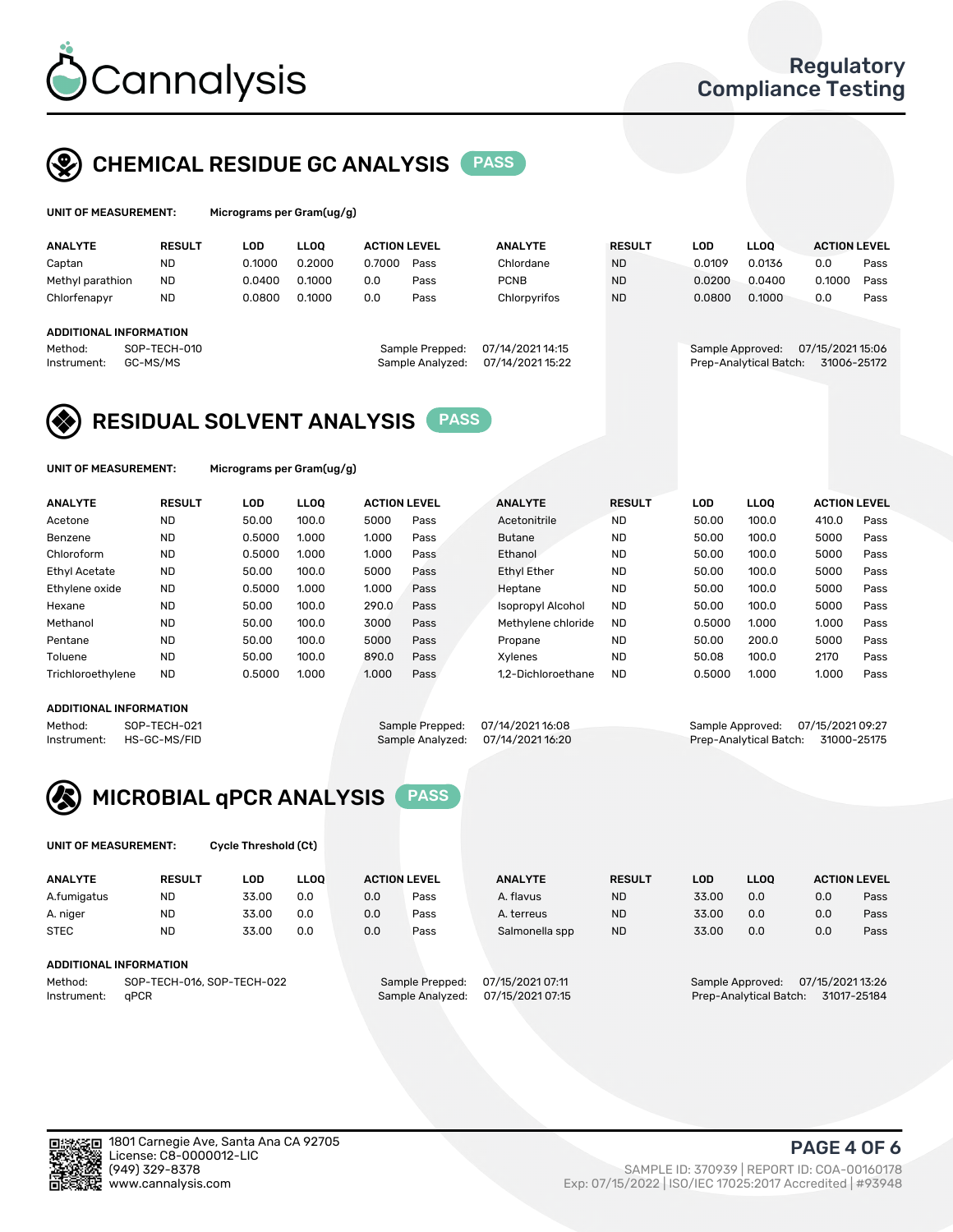# Cannalysis

Regulatory Compliance Testing

## CHEMICAL RESIDUE GC ANALYSIS PASS

**UNIT OF MEASUREMENT:** Micrograms per Gram(ug/g)

| ANALYTE | RESULT | LOD | LLOQ | ACTION LEVEL | | ANALYTE | RESULT | LOD | LLOQ | ACTION LEVEL | |
|---|---|---|---|---|---|---|---|---|---|---|---|
| Captan | ND | 0.1000 | 0.2000 | 0.7000 | Pass | Chlordane | ND | 0.0109 | 0.0136 | 0.0 | Pass |
| Methyl parathion | ND | 0.0400 | 0.1000 | 0.0 | Pass | PCNB | ND | 0.0200 | 0.0400 | 0.1000 | Pass |
| Chlorfenapyr | ND | 0.0800 | 0.1000 | 0.0 | Pass | Chlorpyrifos | ND | 0.0800 | 0.1000 | 0.0 | Pass |

**ADDITIONAL INFORMATION**

Method: SOP-TECH-010
Instrument: GC-MS/MS
Sample Prepped: 07/14/2021 14:15
Sample Analyzed: 07/14/2021 15:22
Sample Approved: 07/15/2021 15:06
Prep-Analytical Batch: 31006-25172

## RESIDUAL SOLVENT ANALYSIS PASS

**UNIT OF MEASUREMENT:** Micrograms per Gram(ug/g)

| ANALYTE | RESULT | LOD | LLOQ | ACTION LEVEL | | ANALYTE | RESULT | LOD | LLOQ | ACTION LEVEL | |
|---|---|---|---|---|---|---|---|---|---|---|---|
| Acetone | ND | 50.00 | 100.0 | 5000 | Pass | Acetonitrile | ND | 50.00 | 100.0 | 410.0 | Pass |
| Benzene | ND | 0.5000 | 1.000 | 1.000 | Pass | Butane | ND | 50.00 | 100.0 | 5000 | Pass |
| Chloroform | ND | 0.5000 | 1.000 | 1.000 | Pass | Ethanol | ND | 50.00 | 100.0 | 5000 | Pass |
| Ethyl Acetate | ND | 50.00 | 100.0 | 5000 | Pass | Ethyl Ether | ND | 50.00 | 100.0 | 5000 | Pass |
| Ethylene oxide | ND | 0.5000 | 1.000 | 1.000 | Pass | Heptane | ND | 50.00 | 100.0 | 5000 | Pass |
| Hexane | ND | 50.00 | 100.0 | 290.0 | Pass | Isopropyl Alcohol | ND | 50.00 | 100.0 | 5000 | Pass |
| Methanol | ND | 50.00 | 100.0 | 3000 | Pass | Methylene chloride | ND | 0.5000 | 1.000 | 1.000 | Pass |
| Pentane | ND | 50.00 | 100.0 | 5000 | Pass | Propane | ND | 50.00 | 200.0 | 5000 | Pass |
| Toluene | ND | 50.00 | 100.0 | 890.0 | Pass | Xylenes | ND | 50.08 | 100.0 | 2170 | Pass |
| Trichloroethylene | ND | 0.5000 | 1.000 | 1.000 | Pass | 1,2-Dichloroethane | ND | 0.5000 | 1.000 | 1.000 | Pass |

**ADDITIONAL INFORMATION**

Method: SOP-TECH-021
Instrument: HS-GC-MS/FID
Sample Prepped: 07/14/2021 16:08
Sample Analyzed: 07/14/2021 16:20
Sample Approved: 07/15/2021 09:27
Prep-Analytical Batch: 31000-25175

## MICROBIAL qPCR ANALYSIS PASS

**UNIT OF MEASUREMENT:** Cycle Threshold (Ct)

| ANALYTE | RESULT | LOD | LLOQ | ACTION LEVEL | | ANALYTE | RESULT | LOD | LLOQ | ACTION LEVEL | |
|---|---|---|---|---|---|---|---|---|---|---|---|
| A.fumigatus | ND | 33.00 | 0.0 | 0.0 | Pass | A. flavus | ND | 33.00 | 0.0 | 0.0 | Pass |
| A. niger | ND | 33.00 | 0.0 | 0.0 | Pass | A. terreus | ND | 33.00 | 0.0 | 0.0 | Pass |
| STEC | ND | 33.00 | 0.0 | 0.0 | Pass | Salmonella spp | ND | 33.00 | 0.0 | 0.0 | Pass |

**ADDITIONAL INFORMATION**

Method: SOP-TECH-016, SOP-TECH-022
Instrument: qPCR
Sample Prepped: 07/15/2021 07:11
Sample Analyzed: 07/15/2021 07:15
Sample Approved: 07/15/2021 13:26
Prep-Analytical Batch: 31017-25184

1801 Carnegie Ave, Santa Ana CA 92705
License: C8-0000012-LIC
(949) 329-8378
www.cannalysis.com

SAMPLE ID: 370939 | REPORT ID: COA-00160178
Exp: 07/15/2022 | ISO/IEC 17025:2017 Accredited | #93948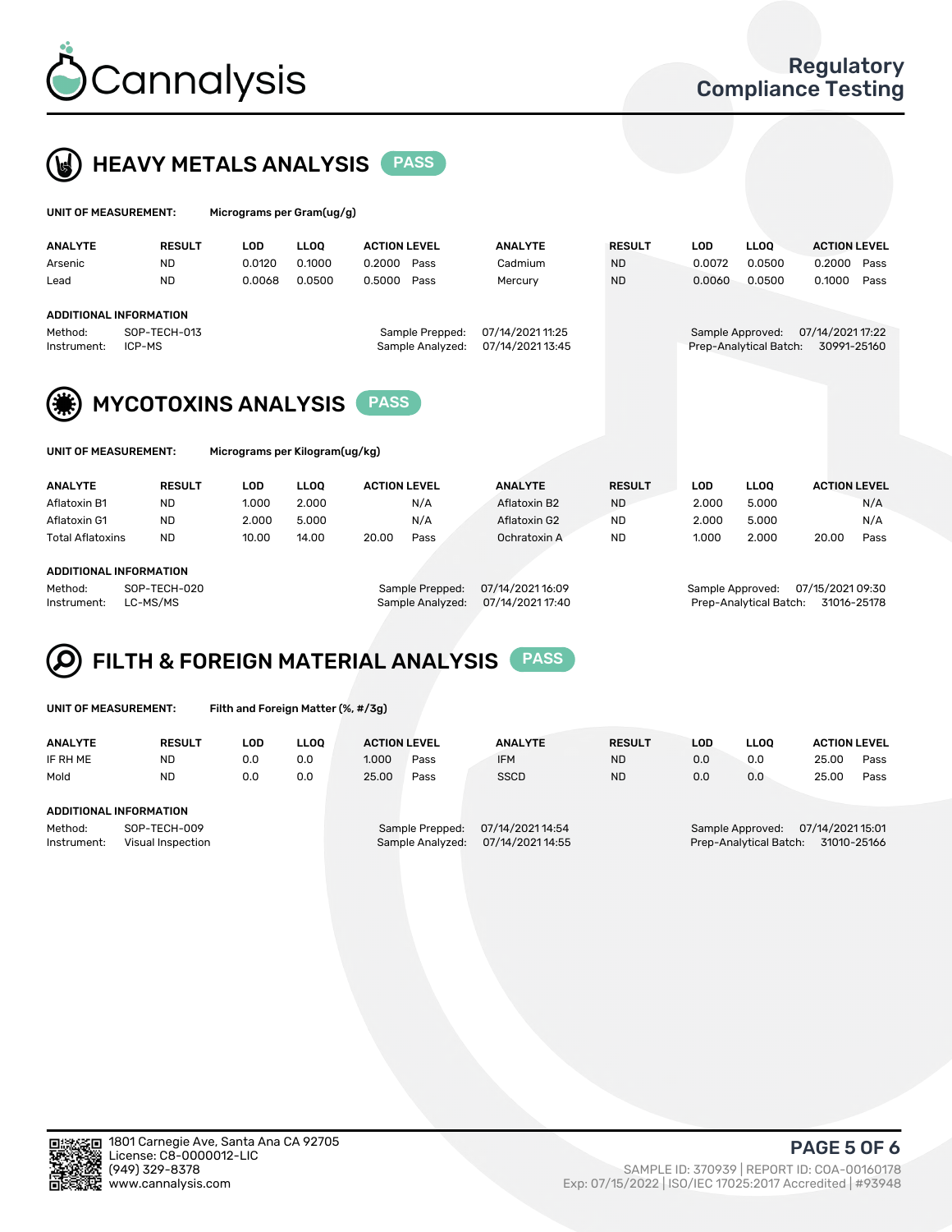# HEAVY METALS ANALYSIS PASS

**UNIT OF MEASUREMENT:** Micrograms per Gram(ug/g)

| ANALYTE | RESULT | LOD | LLOQ | ACTION LEVEL | | ANALYTE | RESULT | LOD | LLOQ | ACTION LEVEL | |
|---|---|---|---|---|---|---|---|---|---|---|---|
| Arsenic | ND | 0.0120 | 0.1000 | 0.2000 | Pass | Cadmium | ND | 0.0072 | 0.0500 | 0.2000 | Pass |
| Lead | ND | 0.0068 | 0.0500 | 0.5000 | Pass | Mercury | ND | 0.0060 | 0.0500 | 0.1000 | Pass |

**ADDITIONAL INFORMATION**

Method: SOP-TECH-013
Instrument: ICP-MS
Sample Prepped: 07/14/2021 11:25
Sample Analyzed: 07/14/2021 13:45
Sample Approved: 07/14/2021 17:22
Prep-Analytical Batch: 30991-25160

# MYCOTOXINS ANALYSIS PASS

**UNIT OF MEASUREMENT:** Micrograms per Kilogram(ug/kg)

| ANALYTE | RESULT | LOD | LLOQ | ACTION LEVEL | | ANALYTE | RESULT | LOD | LLOQ | ACTION LEVEL | |
|---|---|---|---|---|---|---|---|---|---|---|---|
| Aflatoxin B1 | ND | 1.000 | 2.000 | | N/A | Aflatoxin B2 | ND | 2.000 | 5.000 | | N/A |
| Aflatoxin G1 | ND | 2.000 | 5.000 | | N/A | Aflatoxin G2 | ND | 2.000 | 5.000 | | N/A |
| Total Aflatoxins | ND | 10.00 | 14.00 | 20.00 | Pass | Ochratoxin A | ND | 1.000 | 2.000 | 20.00 | Pass |

**ADDITIONAL INFORMATION**

Method: SOP-TECH-020
Instrument: LC-MS/MS
Sample Prepped: 07/14/2021 16:09
Sample Analyzed: 07/14/2021 17:40
Sample Approved: 07/15/2021 09:30
Prep-Analytical Batch: 31016-25178

# FILTH & FOREIGN MATERIAL ANALYSIS PASS

**UNIT OF MEASUREMENT:** Filth and Foreign Matter (%, #/3g)

| ANALYTE | RESULT | LOD | LLOQ | ACTION LEVEL | | ANALYTE | RESULT | LOD | LLOQ | ACTION LEVEL | |
|---|---|---|---|---|---|---|---|---|---|---|---|
| IF RH ME | ND | 0.0 | 0.0 | 1.000 | Pass | IFM | ND | 0.0 | 0.0 | 25.00 | Pass |
| Mold | ND | 0.0 | 0.0 | 25.00 | Pass | SSCD | ND | 0.0 | 0.0 | 25.00 | Pass |

**ADDITIONAL INFORMATION**

Method: SOP-TECH-009
Instrument: Visual Inspection
Sample Prepped: 07/14/2021 14:54
Sample Analyzed: 07/14/2021 14:55
Sample Approved: 07/14/2021 15:01
Prep-Analytical Batch: 31010-25166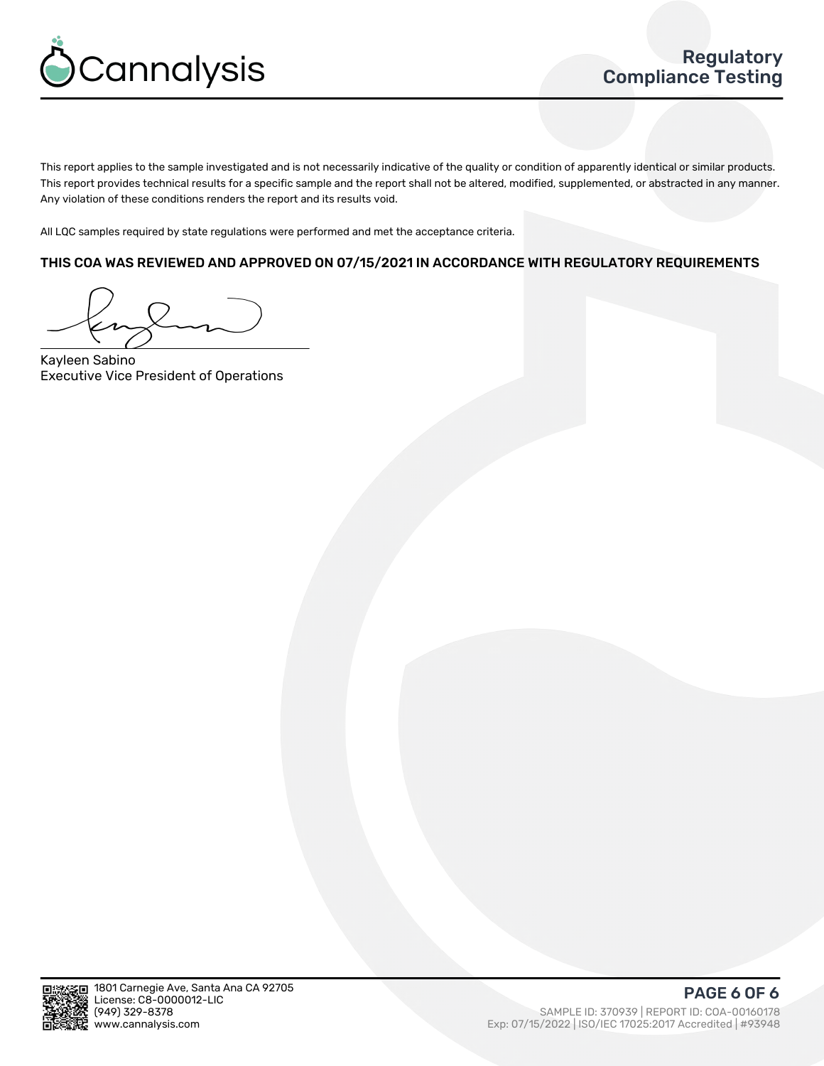This report applies to the sample investigated and is not necessarily indicative of the quality or condition of apparently identical or similar products. This report provides technical results for a specific sample and the report shall not be altered, modified, supplemented, or abstracted in any manner. Any violation of these conditions renders the report and its results void.

All LQC samples required by state regulations were performed and met the acceptance criteria.

**THIS COA WAS REVIEWED AND APPROVED ON 07/15/2021 IN ACCORDANCE WITH REGULATORY REQUIREMENTS**

Kayleen Sabino
Executive Vice President of Operations